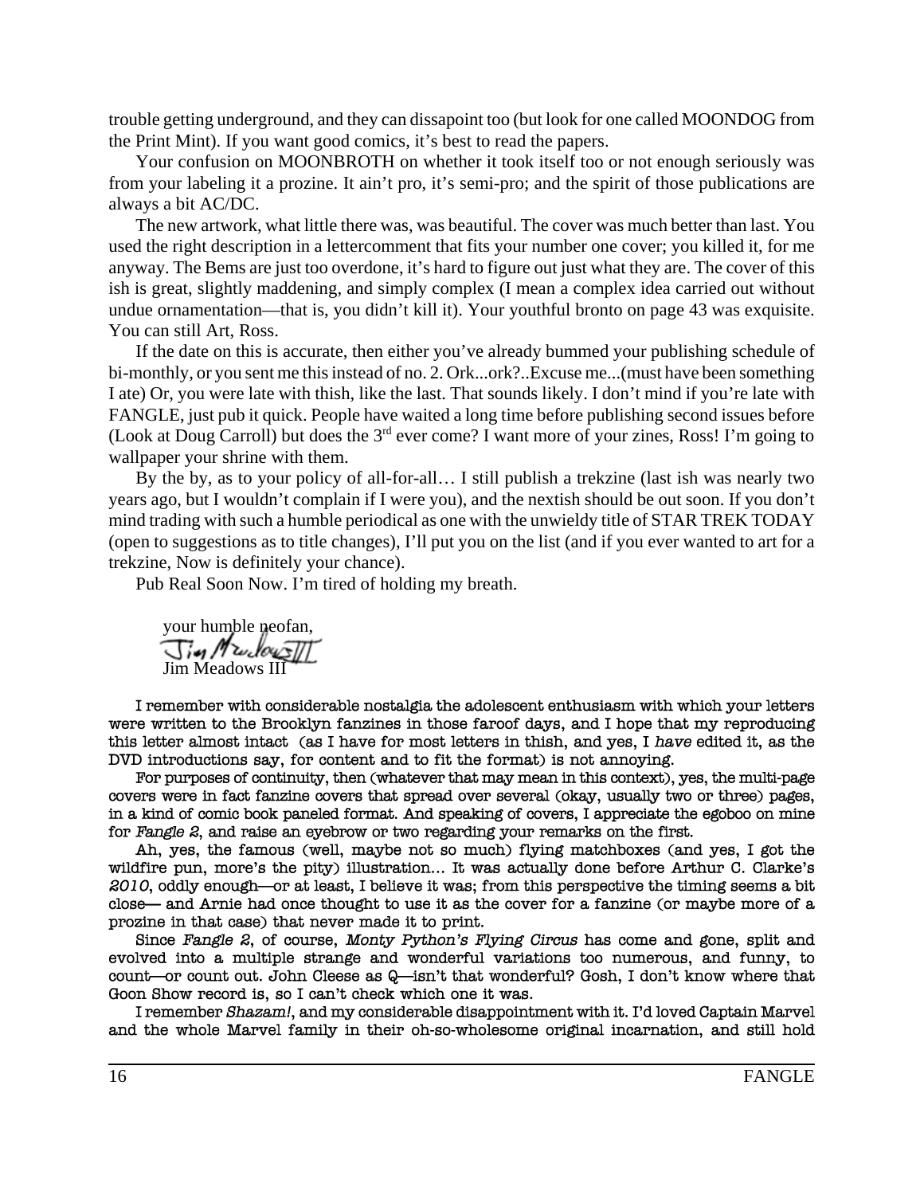trouble getting underground, and they can dissapoint too (but look for one called MOONDOG from the Print Mint). If you want good comics, it's best to read the papers.

Your confusion on MOONBROTH on whether it took itself too or not enough seriously was from your labeling it a prozine. It ain't pro, it's semi-pro; and the spirit of those publications are always a bit AC/DC.

The new artwork, what little there was, was beautiful. The cover was much better than last. You used the right description in a lettercomment that fits your number one cover; you killed it, for me anyway. The Bems are just too overdone, it's hard to figure out just what they are. The cover of this ish is great, slightly maddening, and simply complex (I mean a complex idea carried out without undue ornamentation—that is, you didn't kill it). Your youthful bronto on page 43 was exquisite. You can still Art, Ross.

If the date on this is accurate, then either you've already bummed your publishing schedule of bi-monthly, or you sent me this instead of no. 2. Ork...ork?..Excuse me...(must have been something I ate) Or, you were late with thish, like the last. That sounds likely. I don't mind if you're late with FANGLE, just pub it quick. People have waited a long time before publishing second issues before (Look at Doug Carroll) but does the 3rd ever come? I want more of your zines, Ross! I'm going to wallpaper your shrine with them.

By the by, as to your policy of all-for-all… I still publish a trekzine (last ish was nearly two years ago, but I wouldn't complain if I were you), and the nextish should be out soon. If you don't mind trading with such a humble periodical as one with the unwieldy title of STAR TREK TODAY (open to suggestions as to title changes), I'll put you on the list (and if you ever wanted to art for a trekzine, Now is definitely your chance).

Pub Real Soon Now. I'm tired of holding my breath.

your humble neofan,
Jim Meadows III

I remember with considerable nostalgia the adolescent enthusiasm with which your letters were written to the Brooklyn fanzines in those faroof days, and I hope that my reproducing this letter almost intact (as I have for most letters in thish, and yes, I *have* edited it, as the DVD introductions say, for content and to fit the format) is not annoying.

For purposes of continuity, then (whatever that may mean in this context), yes, the multi-page covers were in fact fanzine covers that spread over several (okay, usually two or three) pages, in a kind of comic book paneled format. And speaking of covers, I appreciate the egoboo on mine for *Fangle 2*, and raise an eyebrow or two regarding your remarks on the first.

Ah, yes, the famous (well, maybe not so much) flying matchboxes (and yes, I got the wildfire pun, more's the pity) illustration… It was actually done before Arthur C. Clarke's *2010*, oddly enough—or at least, I believe it was; from this perspective the timing seems a bit close— and Arnie had once thought to use it as the cover for a fanzine (or maybe more of a prozine in that case) that never made it to print.

Since *Fangle 2*, of course, *Monty Python's Flying Circus* has come and gone, split and evolved into a multiple strange and wonderful variations too numerous, and funny, to count—or count out. John Cleese as Q—isn't that wonderful? Gosh, I don't know where that Goon Show record is, so I can't check which one it was.

I remember *Shazam!*, and my considerable disappointment with it. I'd loved Captain Marvel and the whole Marvel family in their oh-so-wholesome original incarnation, and still hold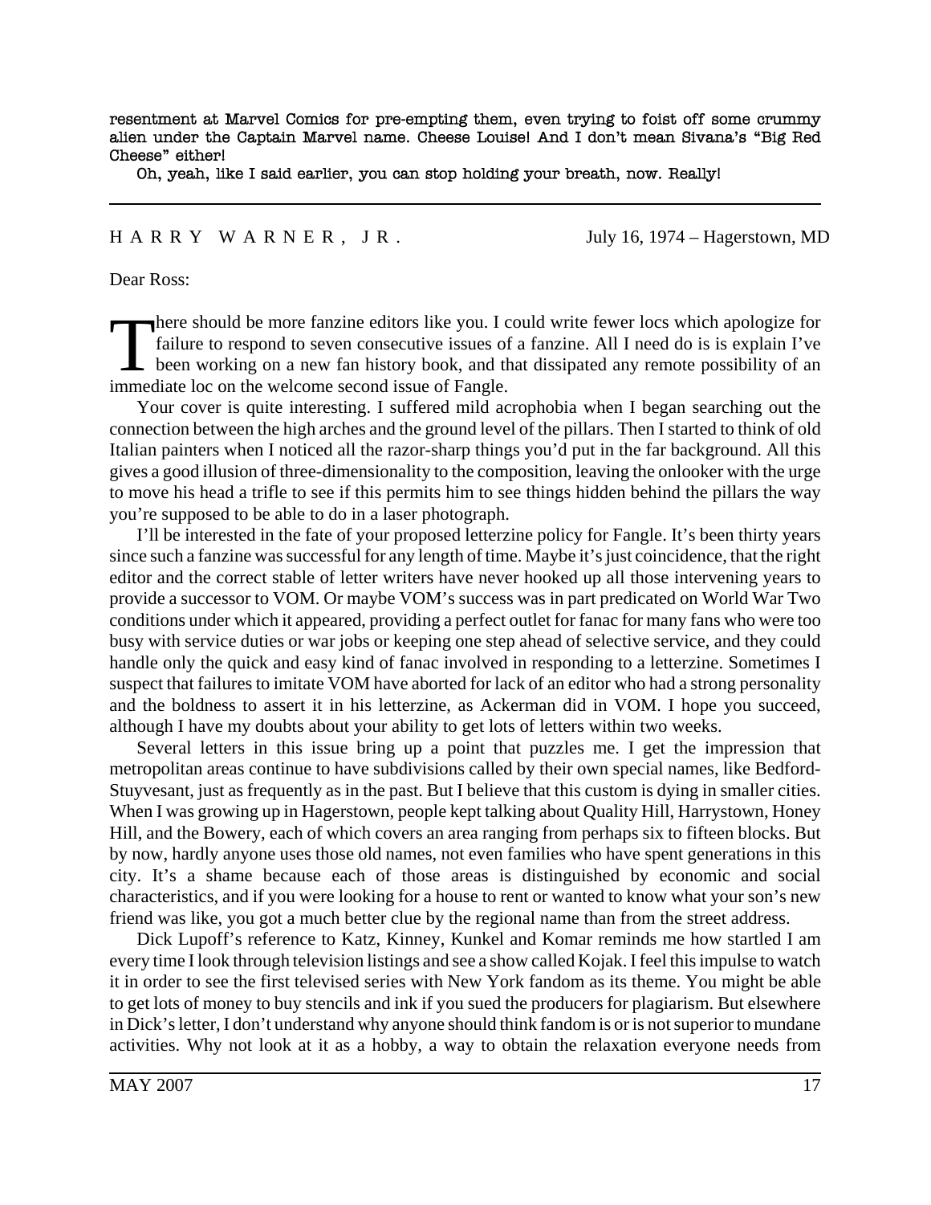resentment at Marvel Comics for pre-empting them, even trying to foist off some crummy alien under the Captain Marvel name. Cheese Louise! And I don't mean Sivana's "Big Red Cheese" either!

Oh, yeah, like I said earlier, you can stop holding your breath, now. Really!

---

H A R R Y   W A R N E R ,   J R .   July 16, 1974 – Hagerstown, MD

Dear Ross:

There should be more fanzine editors like you. I could write fewer locs which apologize for failure to respond to seven consecutive issues of a fanzine. All I need do is is explain I've been working on a new fan history book, and that dissipated any remote possibility of an immediate loc on the welcome second issue of Fangle.

Your cover is quite interesting. I suffered mild acrophobia when I began searching out the connection between the high arches and the ground level of the pillars. Then I started to think of old Italian painters when I noticed all the razor-sharp things you'd put in the far background. All this gives a good illusion of three-dimensionality to the composition, leaving the onlooker with the urge to move his head a trifle to see if this permits him to see things hidden behind the pillars the way you're supposed to be able to do in a laser photograph.

I'll be interested in the fate of your proposed letterzine policy for Fangle. It's been thirty years since such a fanzine was successful for any length of time. Maybe it's just coincidence, that the right editor and the correct stable of letter writers have never hooked up all those intervening years to provide a successor to VOM. Or maybe VOM's success was in part predicated on World War Two conditions under which it appeared, providing a perfect outlet for fanac for many fans who were too busy with service duties or war jobs or keeping one step ahead of selective service, and they could handle only the quick and easy kind of fanac involved in responding to a letterzine. Sometimes I suspect that failures to imitate VOM have aborted for lack of an editor who had a strong personality and the boldness to assert it in his letterzine, as Ackerman did in VOM. I hope you succeed, although I have my doubts about your ability to get lots of letters within two weeks.

Several letters in this issue bring up a point that puzzles me. I get the impression that metropolitan areas continue to have subdivisions called by their own special names, like Bedford-Stuyvesant, just as frequently as in the past. But I believe that this custom is dying in smaller cities. When I was growing up in Hagerstown, people kept talking about Quality Hill, Harrystown, Honey Hill, and the Bowery, each of which covers an area ranging from perhaps six to fifteen blocks. But by now, hardly anyone uses those old names, not even families who have spent generations in this city. It's a shame because each of those areas is distinguished by economic and social characteristics, and if you were looking for a house to rent or wanted to know what your son's new friend was like, you got a much better clue by the regional name than from the street address.

Dick Lupoff's reference to Katz, Kinney, Kunkel and Komar reminds me how startled I am every time I look through television listings and see a show called Kojak. I feel this impulse to watch it in order to see the first televised series with New York fandom as its theme. You might be able to get lots of money to buy stencils and ink if you sued the producers for plagiarism. But elsewhere in Dick's letter, I don't understand why anyone should think fandom is or is not superior to mundane activities. Why not look at it as a hobby, a way to obtain the relaxation everyone needs from